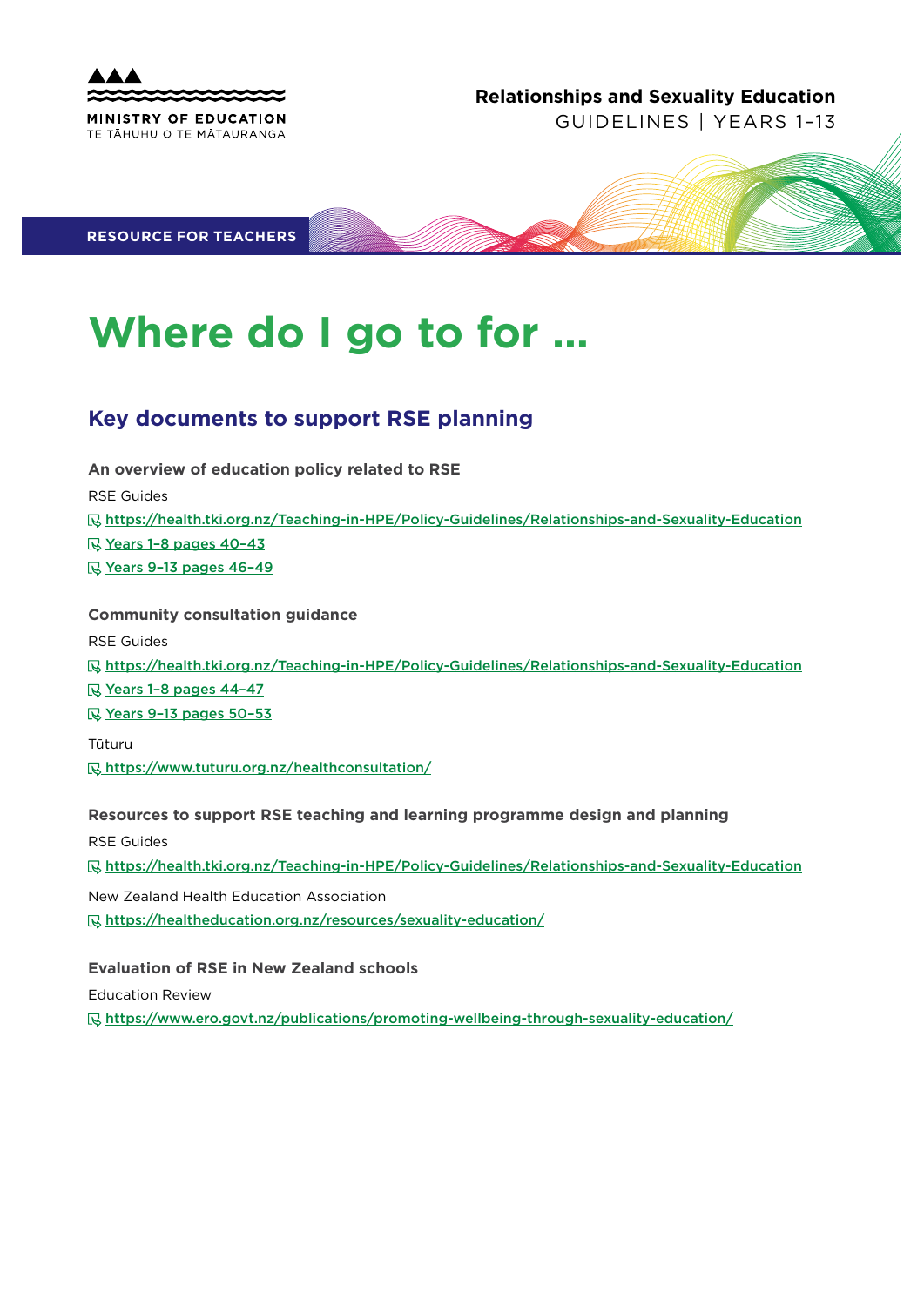MINISTRY OF EDUCATION
TE TĀHUHU O TE MĀTAURANGA

**Relationships and Sexuality Education**
GUIDELINES | YEARS 1–13

**RESOURCE FOR TEACHERS**

# Where do I go to for …

## Key documents to support RSE planning

**An overview of education policy related to RSE**

RSE Guides

https://health.tki.org.nz/Teaching-in-HPE/Policy-Guidelines/Relationships-and-Sexuality-Education

Years 1–8 pages 40–43

Years 9–13 pages 46–49

**Community consultation guidance**

RSE Guides

https://health.tki.org.nz/Teaching-in-HPE/Policy-Guidelines/Relationships-and-Sexuality-Education

Years 1–8 pages 44–47

Years 9–13 pages 50–53

Tūturu

https://www.tuturu.org.nz/healthconsultation/

**Resources to support RSE teaching and learning programme design and planning**

RSE Guides

https://health.tki.org.nz/Teaching-in-HPE/Policy-Guidelines/Relationships-and-Sexuality-Education

New Zealand Health Education Association

https://healtheducation.org.nz/resources/sexuality-education/

**Evaluation of RSE in New Zealand schools**

Education Review

https://www.ero.govt.nz/publications/promoting-wellbeing-through-sexuality-education/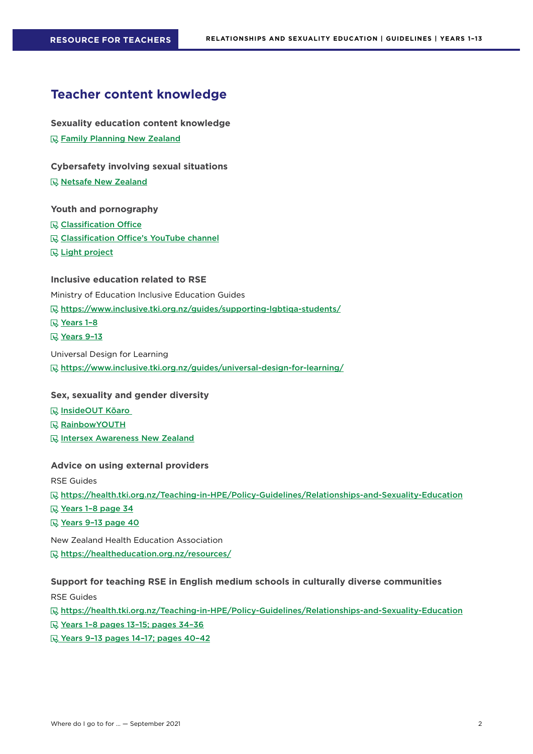# Teacher content knowledge

### Sexuality education content knowledge

- Family Planning New Zealand

### Cybersafety involving sexual situations

- Netsafe New Zealand

### Youth and pornography

- Classification Office
- Classification Office's YouTube channel
- Light project

### Inclusive education related to RSE

Ministry of Education Inclusive Education Guides

- https://www.inclusive.tki.org.nz/guides/supporting-lgbtiqa-students/
- Years 1–8
- Years 9–13

Universal Design for Learning

- https://www.inclusive.tki.org.nz/guides/universal-design-for-learning/

### Sex, sexuality and gender diversity

- InsideOUT Kōaro
- RainbowYOUTH
- Intersex Awareness New Zealand

### Advice on using external providers

RSE Guides

- https://health.tki.org.nz/Teaching-in-HPE/Policy-Guidelines/Relationships-and-Sexuality-Education
- Years 1–8 page 34
- Years 9–13 page 40

New Zealand Health Education Association

- https://healtheducation.org.nz/resources/

### Support for teaching RSE in English medium schools in culturally diverse communities

RSE Guides

- https://health.tki.org.nz/Teaching-in-HPE/Policy-Guidelines/Relationships-and-Sexuality-Education
- Years 1–8 pages 13–15; pages 34–36
- Years 9–13 pages 14–17; pages 40–42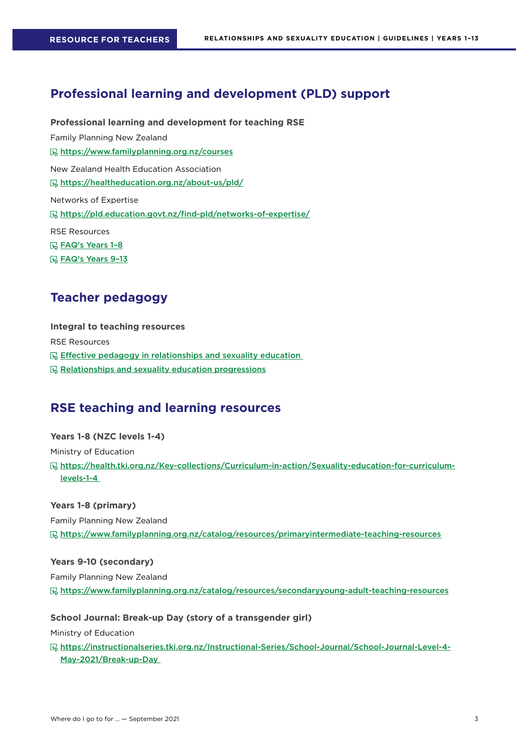## Professional learning and development (PLD) support

**Professional learning and development for teaching RSE**

Family Planning New Zealand

https://www.familyplanning.org.nz/courses

New Zealand Health Education Association

https://healtheducation.org.nz/about-us/pld/

Networks of Expertise

https://pld.education.govt.nz/find-pld/networks-of-expertise/

RSE Resources

- FAQ's Years 1–8
- FAQ's Years 9–13

## Teacher pedagogy

**Integral to teaching resources**

RSE Resources

- Effective pedagogy in relationships and sexuality education
- Relationships and sexuality education progressions

## RSE teaching and learning resources

**Years 1-8 (NZC levels 1-4)**

Ministry of Education

https://health.tki.org.nz/Key-collections/Curriculum-in-action/Sexuality-education-for-curriculum-levels-1-4

**Years 1-8 (primary)**

Family Planning New Zealand

https://www.familyplanning.org.nz/catalog/resources/primaryintermediate-teaching-resources

**Years 9-10 (secondary)**

Family Planning New Zealand

https://www.familyplanning.org.nz/catalog/resources/secondaryyoung-adult-teaching-resources

**School Journal: Break-up Day (story of a transgender girl)**

Ministry of Education

https://instructionalseries.tki.org.nz/Instructional-Series/School-Journal/School-Journal-Level-4-May-2021/Break-up-Day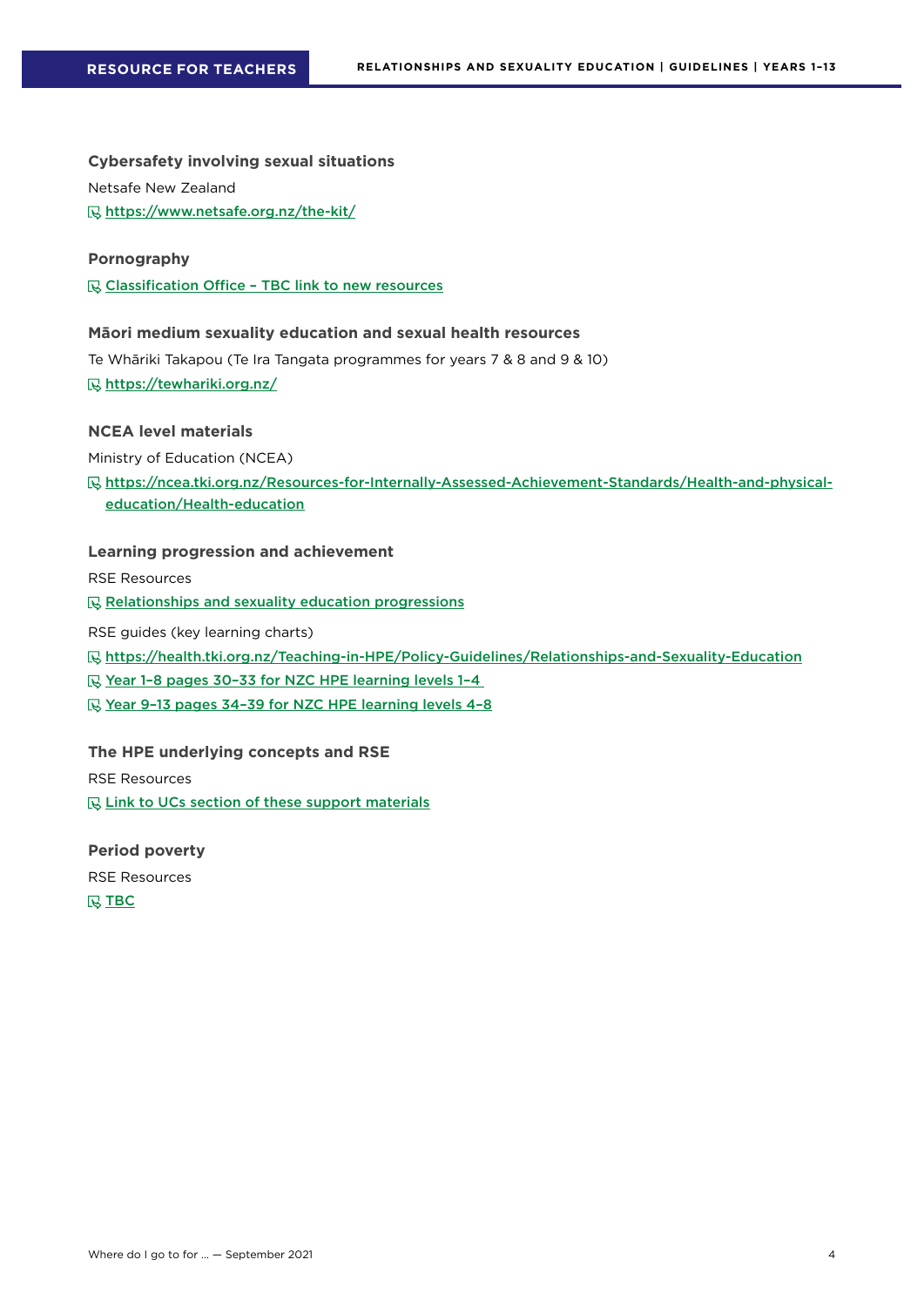### Cybersafety involving sexual situations

Netsafe New Zealand

[https://www.netsafe.org.nz/the-kit/](https://www.netsafe.org.nz/the-kit/)

### Pornography

Classification Office – TBC link to new resources

### Māori medium sexuality education and sexual health resources

Te Whāriki Takapou (Te Ira Tangata programmes for years 7 & 8 and 9 & 10)

[https://tewhariki.org.nz/](https://tewhariki.org.nz/)

### NCEA level materials

Ministry of Education (NCEA)

[https://ncea.tki.org.nz/Resources-for-Internally-Assessed-Achievement-Standards/Health-and-physical-education/Health-education](https://ncea.tki.org.nz/Resources-for-Internally-Assessed-Achievement-Standards/Health-and-physical-education/Health-education)

### Learning progression and achievement

RSE Resources

Relationships and sexuality education progressions

RSE guides (key learning charts)

[https://health.tki.org.nz/Teaching-in-HPE/Policy-Guidelines/Relationships-and-Sexuality-Education](https://health.tki.org.nz/Teaching-in-HPE/Policy-Guidelines/Relationships-and-Sexuality-Education)

Year 1–8 pages 30–33 for NZC HPE learning levels 1–4

Year 9–13 pages 34–39 for NZC HPE learning levels 4–8

### The HPE underlying concepts and RSE

RSE Resources

Link to UCs section of these support materials

### Period poverty

RSE Resources

TBC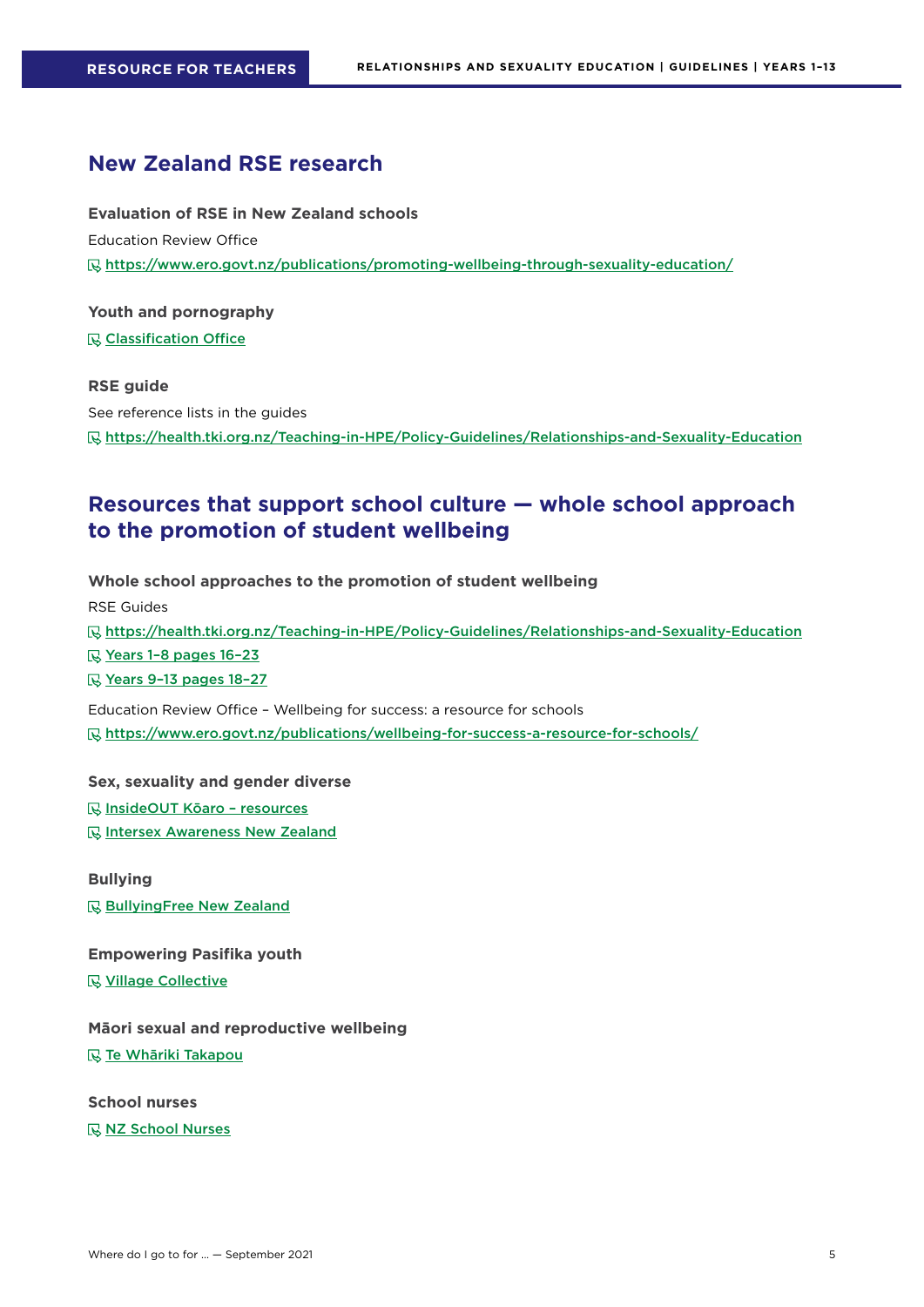## New Zealand RSE research

**Evaluation of RSE in New Zealand schools**

Education Review Office

https://www.ero.govt.nz/publications/promoting-wellbeing-through-sexuality-education/

**Youth and pornography**

Classification Office

**RSE guide**

See reference lists in the guides

https://health.tki.org.nz/Teaching-in-HPE/Policy-Guidelines/Relationships-and-Sexuality-Education

## Resources that support school culture — whole school approach to the promotion of student wellbeing

**Whole school approaches to the promotion of student wellbeing**

RSE Guides

https://health.tki.org.nz/Teaching-in-HPE/Policy-Guidelines/Relationships-and-Sexuality-Education

Years 1–8 pages 16–23

Years 9–13 pages 18–27

Education Review Office – Wellbeing for success: a resource for schools

https://www.ero.govt.nz/publications/wellbeing-for-success-a-resource-for-schools/

**Sex, sexuality and gender diverse**

InsideOUT Kōaro – resources

Intersex Awareness New Zealand

**Bullying**

BullyingFree New Zealand

**Empowering Pasifika youth**

Village Collective

**Māori sexual and reproductive wellbeing**

Te Whāriki Takapou

**School nurses**

NZ School Nurses